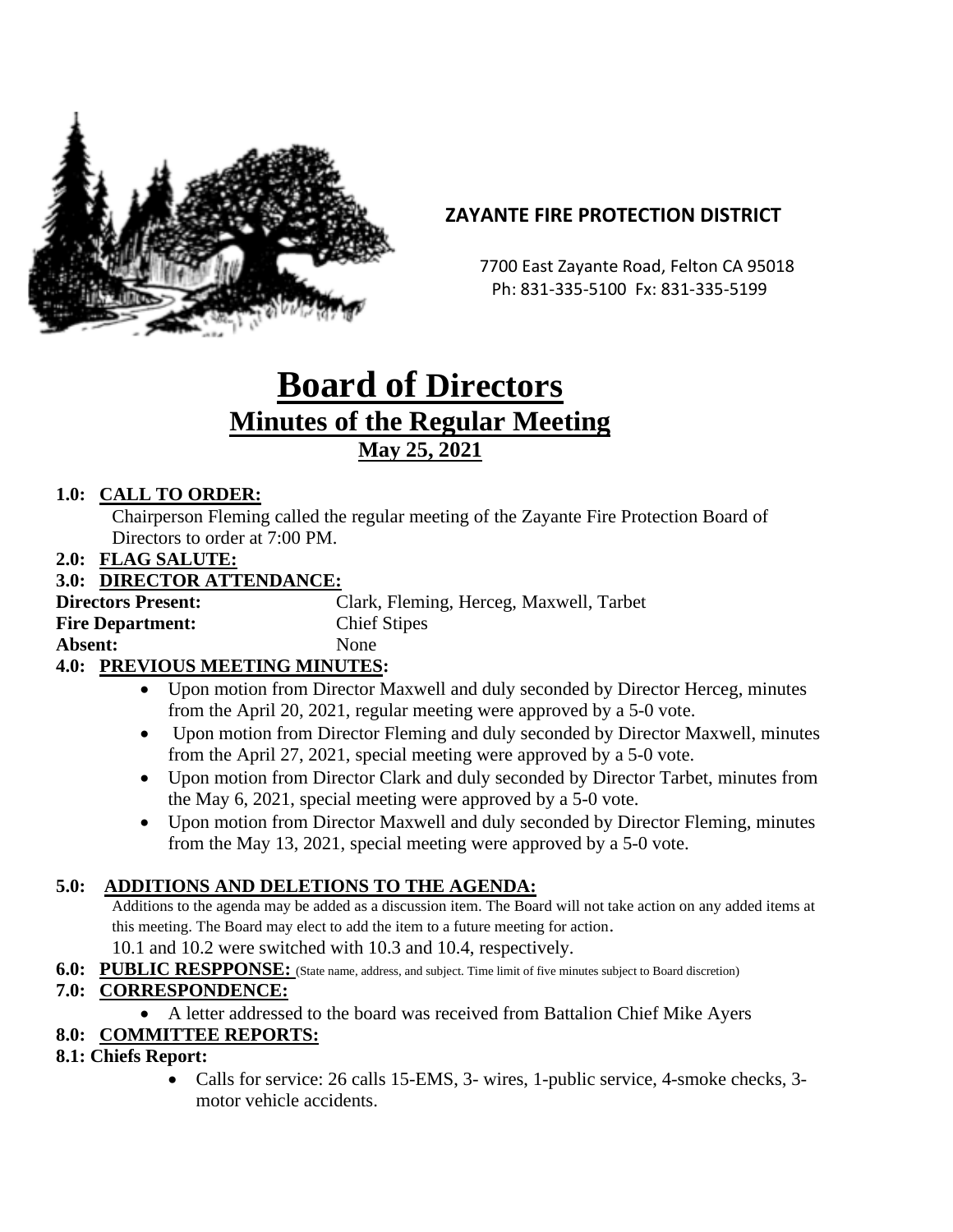**ZAYANTE FIRE PROTECTION DISTRICT**

7700 East Zayante Road, Felton CA 95018
Ph: 831-335-5100 Fx: 831-335-5199

# Board of Directors
## Minutes of the Regular Meeting
### May 25, 2021

**1.0: CALL TO ORDER:**

Chairperson Fleming called the regular meeting of the Zayante Fire Protection Board of Directors to order at 7:00 PM.

**2.0: FLAG SALUTE:**

**3.0: DIRECTOR ATTENDANCE:**

**Directors Present:** Clark, Fleming, Herceg, Maxwell, Tarbet
**Fire Department:** Chief Stipes
**Absent:** None

**4.0: PREVIOUS MEETING MINUTES:**

- Upon motion from Director Maxwell and duly seconded by Director Herceg, minutes from the April 20, 2021, regular meeting were approved by a 5-0 vote.
- Upon motion from Director Fleming and duly seconded by Director Maxwell, minutes from the April 27, 2021, special meeting were approved by a 5-0 vote.
- Upon motion from Director Clark and duly seconded by Director Tarbet, minutes from the May 6, 2021, special meeting were approved by a 5-0 vote.
- Upon motion from Director Maxwell and duly seconded by Director Fleming, minutes from the May 13, 2021, special meeting were approved by a 5-0 vote.

**5.0: ADDITIONS AND DELETIONS TO THE AGENDA:**

Additions to the agenda may be added as a discussion item. The Board will not take action on any added items at this meeting. The Board may elect to add the item to a future meeting for action.

10.1 and 10.2 were switched with 10.3 and 10.4, respectively.

**6.0: PUBLIC RESPPONSE:** (State name, address, and subject. Time limit of five minutes subject to Board discretion)

**7.0: CORRESPONDENCE:**

- A letter addressed to the board was received from Battalion Chief Mike Ayers

**8.0: COMMITTEE REPORTS:**

**8.1: Chiefs Report:**

- Calls for service: 26 calls 15-EMS, 3- wires, 1-public service, 4-smoke checks, 3-motor vehicle accidents.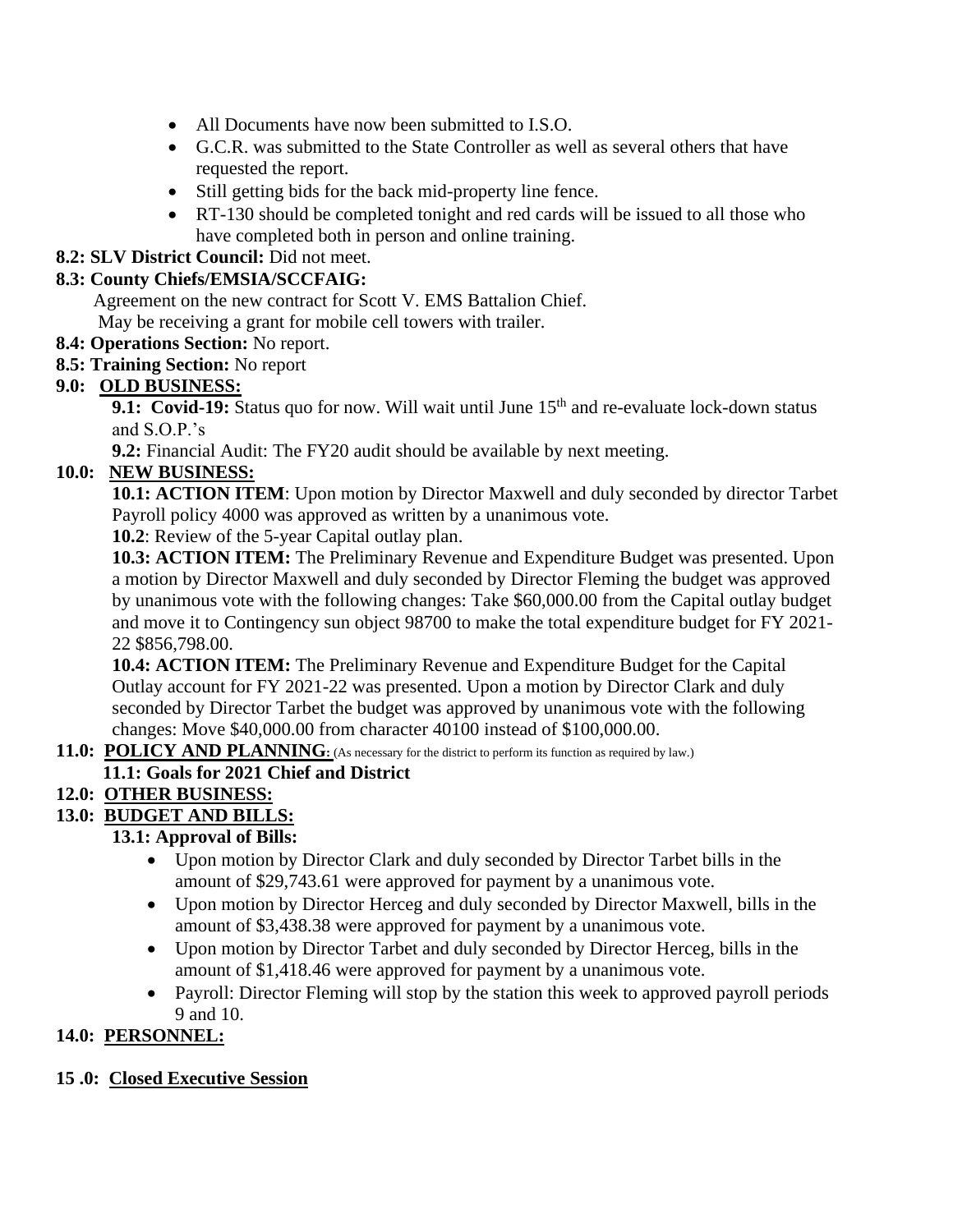- All Documents have now been submitted to I.S.O.
- G.C.R. was submitted to the State Controller as well as several others that have requested the report.
- Still getting bids for the back mid-property line fence.
- RT-130 should be completed tonight and red cards will be issued to all those who have completed both in person and online training.

**8.2: SLV District Council:** Did not meet.

**8.3: County Chiefs/EMSIA/SCCFAIG:**

Agreement on the new contract for Scott V. EMS Battalion Chief.

May be receiving a grant for mobile cell towers with trailer.

**8.4: Operations Section:** No report.

**8.5: Training Section:** No report

**9.0: <u>OLD BUSINESS:</u>**

**9.1: Covid-19:** Status quo for now. Will wait until June 15th and re-evaluate lock-down status and S.O.P.'s

**9.2:** Financial Audit: The FY20 audit should be available by next meeting.

**10.0: <u>NEW BUSINESS:</u>**

**10.1: ACTION ITEM**: Upon motion by Director Maxwell and duly seconded by director Tarbet Payroll policy 4000 was approved as written by a unanimous vote.

**10.2**: Review of the 5-year Capital outlay plan.

**10.3: ACTION ITEM:** The Preliminary Revenue and Expenditure Budget was presented. Upon a motion by Director Maxwell and duly seconded by Director Fleming the budget was approved by unanimous vote with the following changes: Take $60,000.00 from the Capital outlay budget and move it to Contingency sun object 98700 to make the total expenditure budget for FY 2021-22 $856,798.00.

**10.4: ACTION ITEM:** The Preliminary Revenue and Expenditure Budget for the Capital Outlay account for FY 2021-22 was presented. Upon a motion by Director Clark and duly seconded by Director Tarbet the budget was approved by unanimous vote with the following changes: Move $40,000.00 from character 40100 instead of $100,000.00.

**11.0: <u>POLICY AND PLANNING</u>:** (As necessary for the district to perform its function as required by law.)

**11.1: Goals for 2021 Chief and District**

**12.0: <u>OTHER BUSINESS:</u>**

**13.0: <u>BUDGET AND BILLS:</u>**

**13.1: Approval of Bills:**

- Upon motion by Director Clark and duly seconded by Director Tarbet bills in the amount of $29,743.61 were approved for payment by a unanimous vote.
- Upon motion by Director Herceg and duly seconded by Director Maxwell, bills in the amount of $3,438.38 were approved for payment by a unanimous vote.
- Upon motion by Director Tarbet and duly seconded by Director Herceg, bills in the amount of $1,418.46 were approved for payment by a unanimous vote.
- Payroll: Director Fleming will stop by the station this week to approved payroll periods 9 and 10.

**14.0: <u>PERSONNEL:</u>**

**15 .0: <u>Closed Executive Session</u>**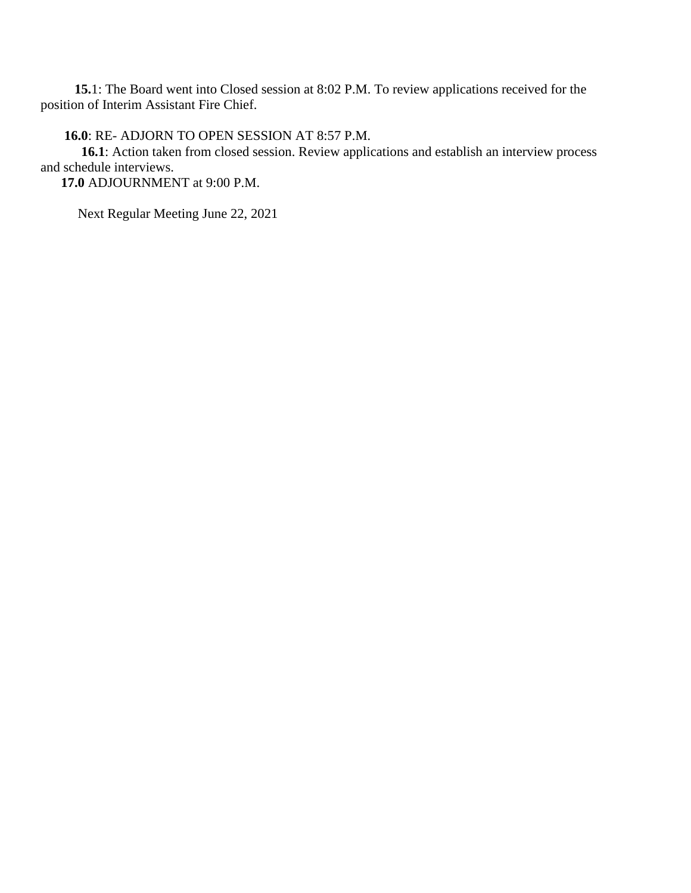**15.**1: The Board went into Closed session at 8:02 P.M. To review applications received for the position of Interim Assistant Fire Chief.

**16.0**: RE- ADJORN TO OPEN SESSION AT 8:57 P.M.

**16.1**: Action taken from closed session. Review applications and establish an interview process and schedule interviews.

**17.0** ADJOURNMENT at 9:00 P.M.

Next Regular Meeting June 22, 2021